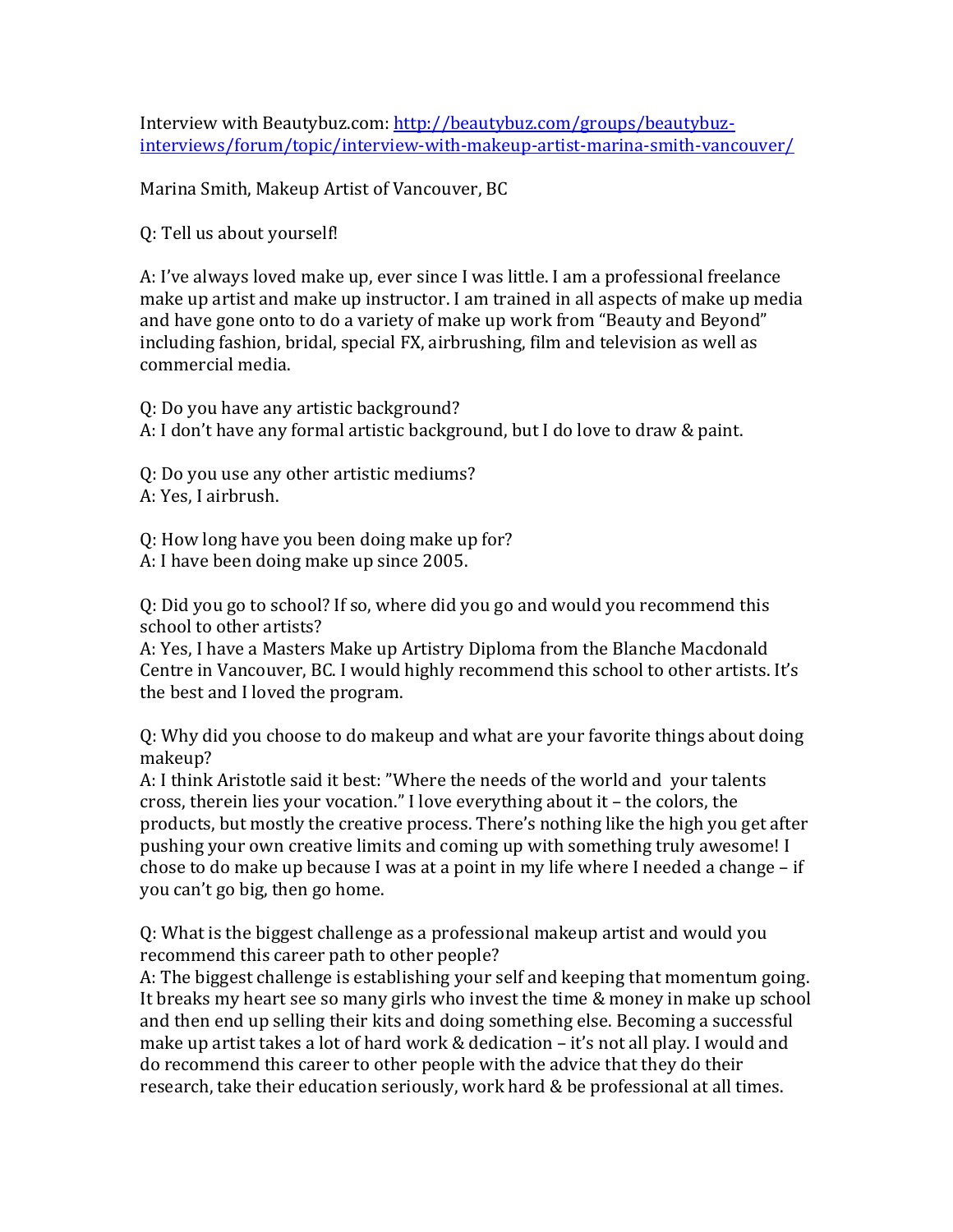Interview with Beautybuz.com: [http://beautybuz.com/groups/beautybuz-interviews/forum/topic/interview-with-makeup-artist-marina-smith-vancouver/](http://beautybuz.com/groups/beautybuz-interviews/forum/topic/interview-with-makeup-artist-marina-smith-vancouver/)

Marina Smith, Makeup Artist of Vancouver, BC

Q: Tell us about yourself!

A: I've always loved make up, ever since I was little. I am a professional freelance make up artist and make up instructor. I am trained in all aspects of make up media and have gone onto to do a variety of make up work from "Beauty and Beyond" including fashion, bridal, special FX, airbrushing, film and television as well as commercial media.

Q: Do you have any artistic background?
A: I don't have any formal artistic background, but I do love to draw & paint.

Q: Do you use any other artistic mediums?
A: Yes, I airbrush.

Q: How long have you been doing make up for?
A: I have been doing make up since 2005.

Q: Did you go to school? If so, where did you go and would you recommend this school to other artists?
A: Yes, I have a Masters Make up Artistry Diploma from the Blanche Macdonald Centre in Vancouver, BC. I would highly recommend this school to other artists. It's the best and I loved the program.

Q: Why did you choose to do makeup and what are your favorite things about doing makeup?
A: I think Aristotle said it best: "Where the needs of the world and your talents cross, therein lies your vocation." I love everything about it – the colors, the products, but mostly the creative process. There's nothing like the high you get after pushing your own creative limits and coming up with something truly awesome! I chose to do make up because I was at a point in my life where I needed a change – if you can't go big, then go home.

Q: What is the biggest challenge as a professional makeup artist and would you recommend this career path to other people?
A: The biggest challenge is establishing your self and keeping that momentum going. It breaks my heart see so many girls who invest the time & money in make up school and then end up selling their kits and doing something else. Becoming a successful make up artist takes a lot of hard work & dedication – it's not all play. I would and do recommend this career to other people with the advice that they do their research, take their education seriously, work hard & be professional at all times.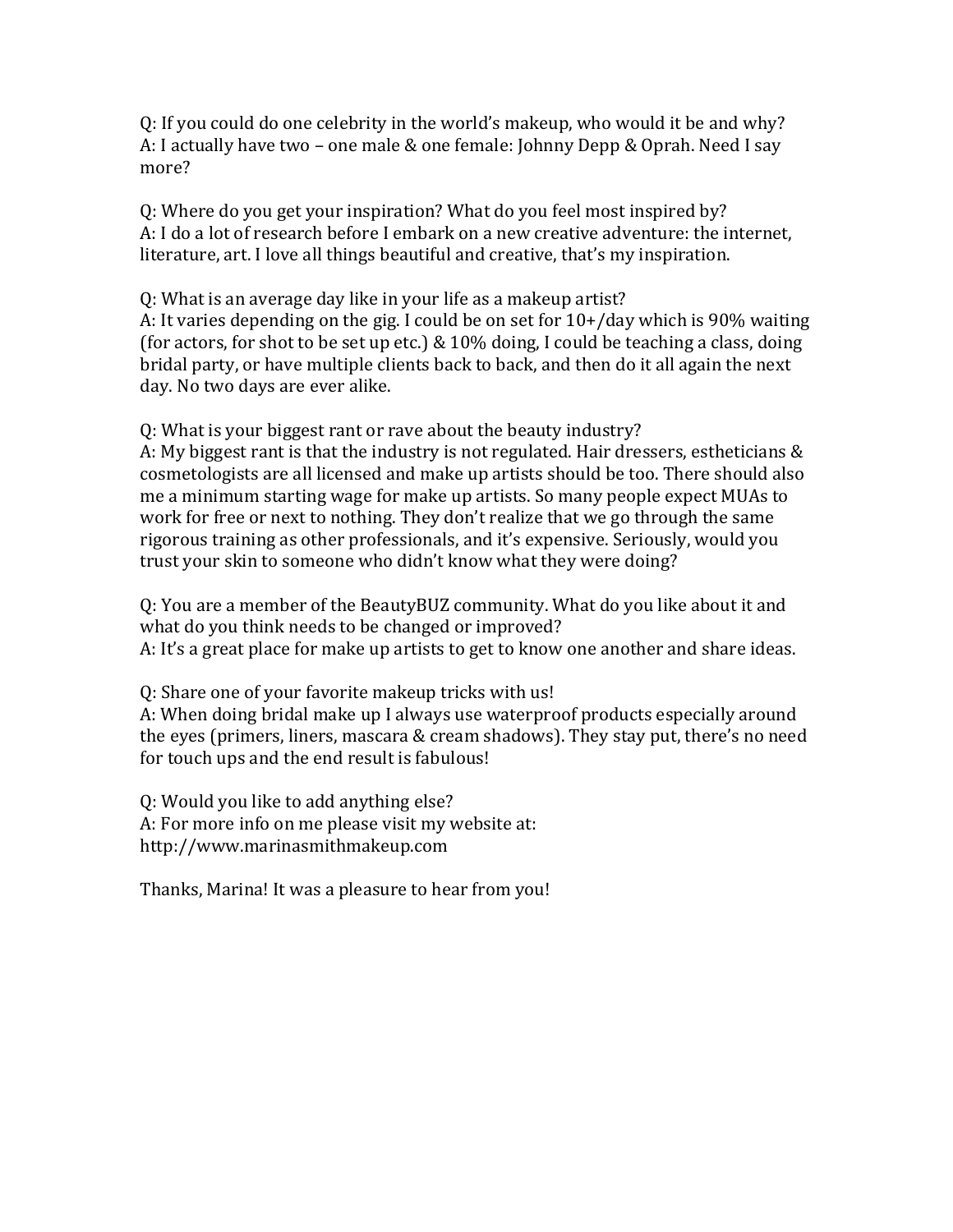Q: If you could do one celebrity in the world's makeup, who would it be and why?
A: I actually have two – one male & one female: Johnny Depp & Oprah. Need I say more?

Q: Where do you get your inspiration? What do you feel most inspired by?
A: I do a lot of research before I embark on a new creative adventure: the internet, literature, art. I love all things beautiful and creative, that's my inspiration.

Q: What is an average day like in your life as a makeup artist?
A: It varies depending on the gig. I could be on set for 10+/day which is 90% waiting (for actors, for shot to be set up etc.) & 10% doing, I could be teaching a class, doing bridal party, or have multiple clients back to back, and then do it all again the next day. No two days are ever alike.

Q: What is your biggest rant or rave about the beauty industry?
A: My biggest rant is that the industry is not regulated. Hair dressers, estheticians & cosmetologists are all licensed and make up artists should be too. There should also me a minimum starting wage for make up artists. So many people expect MUAs to work for free or next to nothing. They don't realize that we go through the same rigorous training as other professionals, and it's expensive. Seriously, would you trust your skin to someone who didn't know what they were doing?

Q: You are a member of the BeautyBUZ community. What do you like about it and what do you think needs to be changed or improved?
A: It's a great place for make up artists to get to know one another and share ideas.

Q: Share one of your favorite makeup tricks with us!
A: When doing bridal make up I always use waterproof products especially around the eyes (primers, liners, mascara & cream shadows). They stay put, there's no need for touch ups and the end result is fabulous!

Q: Would you like to add anything else?
A: For more info on me please visit my website at:
http://www.marinasmithmakeup.com

Thanks, Marina! It was a pleasure to hear from you!